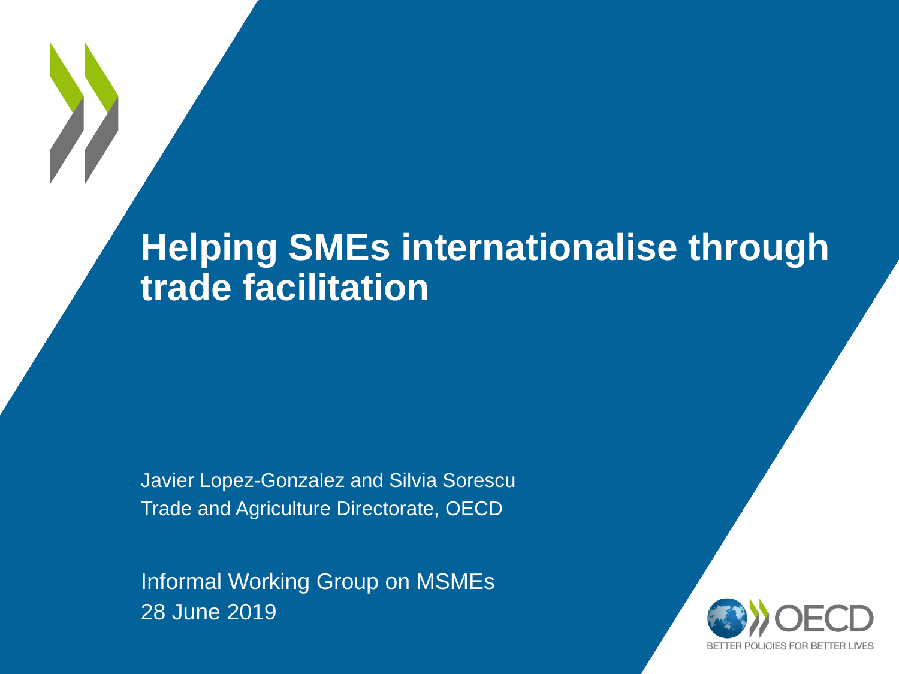# Helping SMEs internationalise through trade facilitation

Javier Lopez-Gonzalez and Silvia Sorescu
Trade and Agriculture Directorate, OECD

Informal Working Group on MSMEs
28 June 2019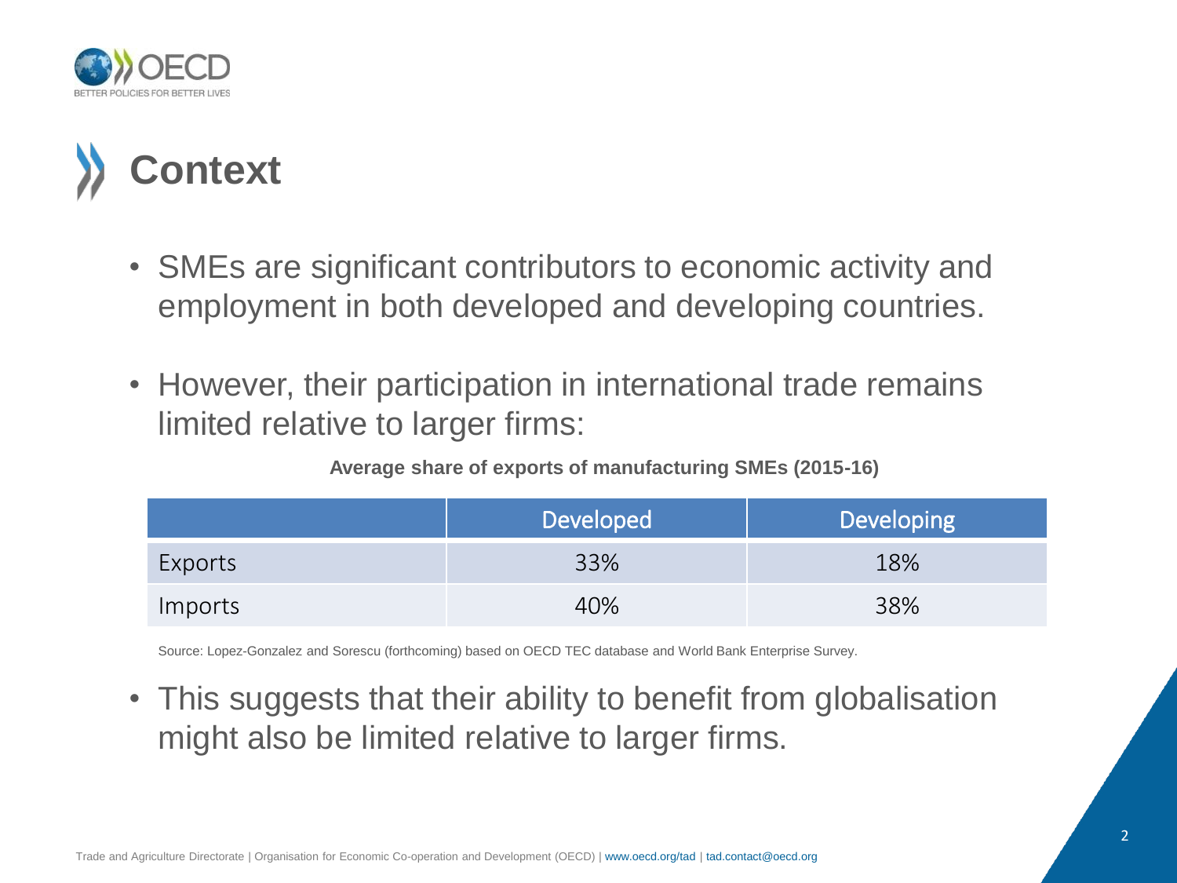# Context

- SMEs are significant contributors to economic activity and employment in both developed and developing countries.
- However, their participation in international trade remains limited relative to larger firms:

**Average share of exports of manufacturing SMEs (2015-16)**

| | Developed | Developing |
|---|---|---|
| Exports | 33% | 18% |
| Imports | 40% | 38% |

Source: Lopez-Gonzalez and Sorescu (forthcoming) based on OECD TEC database and World Bank Enterprise Survey.

- This suggests that their ability to benefit from globalisation might also be limited relative to larger firms.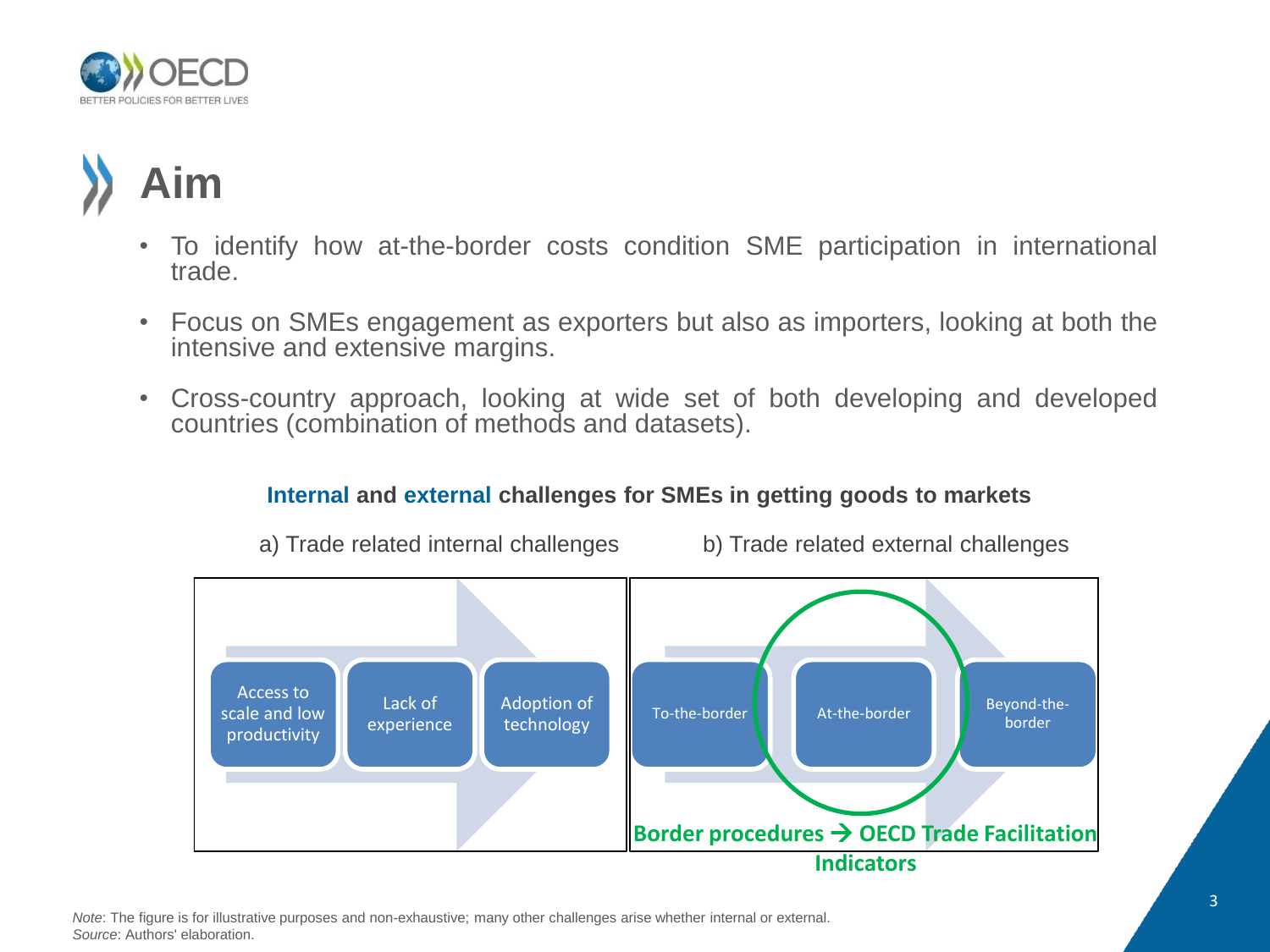# Aim

- To identify how at-the-border costs condition SME participation in international trade.
- Focus on SMEs engagement as exporters but also as importers, looking at both the intensive and extensive margins.
- Cross-country approach, looking at wide set of both developing and developed countries (combination of methods and datasets).

**Internal and external challenges for SMEs in getting goods to markets**

a) Trade related internal challenges

- Access to scale and low productivity
- Lack of experience
- Adoption of technology

b) Trade related external challenges

- To-the-border
- At-the-border
- Beyond-the-border

**Border procedures → OECD Trade Facilitation Indicators**

*Note*: The figure is for illustrative purposes and non-exhaustive; many other challenges arise whether internal or external.
*Source*: Authors' elaboration.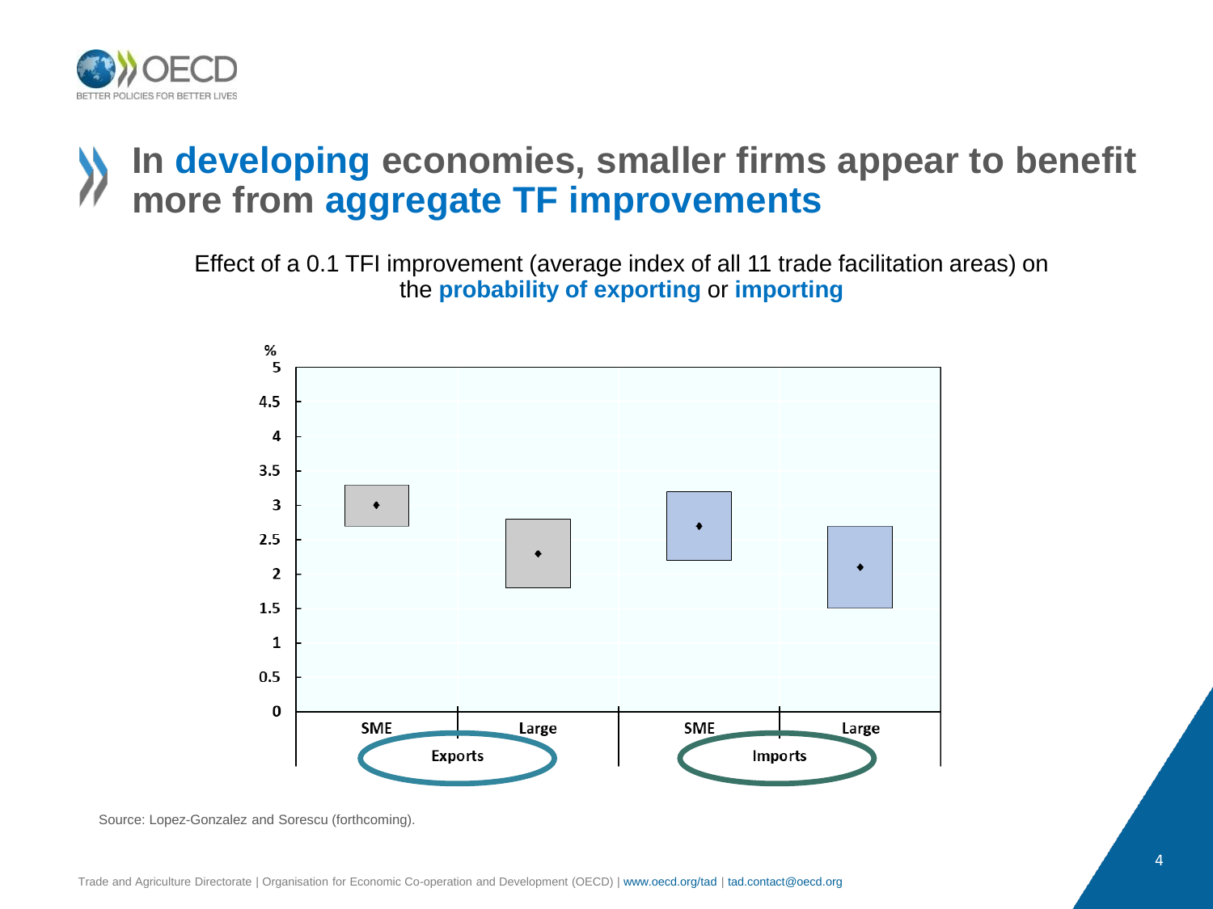# In developing economies, smaller firms appear to benefit more from aggregate TF improvements

Effect of a 0.1 TFI improvement (average index of all 11 trade facilitation areas) on the **probability of exporting** or **importing**

| | Exports | | Imports | |
|---|---|---|---|---|
| % | SME | Large | SME | Large |
| Point estimate | 3 | 2.3 | 2.7 | 2.1 |
| Range | 2.7–3.3 | 1.8–2.8 | 2.2–3.2 | 1.5–2.7 |

Source: Lopez-Gonzalez and Sorescu (forthcoming).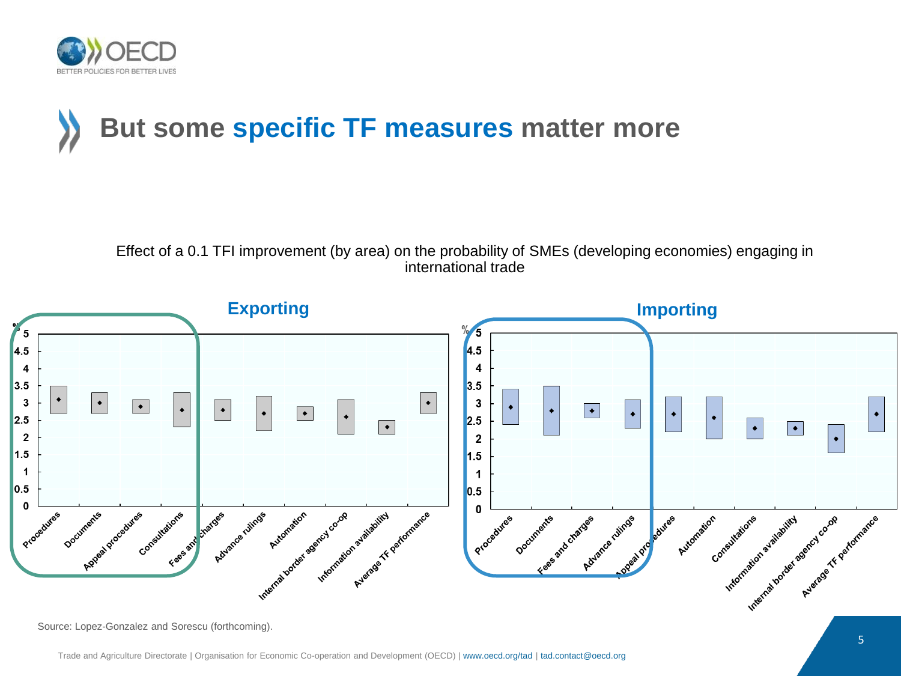# But some specific TF measures matter more

Effect of a 0.1 TFI improvement (by area) on the probability of SMEs (developing economies) engaging in international trade

**Exporting**

| Area | Estimate (%) |
| --- | --- |
| Procedures | 3.1 |
| Documents | 3.0 |
| Appeal procedures | 2.9 |
| Consultations | 2.8 |
| Fees and charges | 2.8 |
| Advance rulings | 2.7 |
| Automation | 2.7 |
| Internal border agency co-op | 2.6 |
| Information availability | 2.3 |
| Average TF performance | 3.0 |

**Importing**

| Area | Estimate (%) |
| --- | --- |
| Procedures | 2.9 |
| Documents | 2.8 |
| Fees and charges | 2.8 |
| Advance rulings | 2.7 |
| Appeal procedures | 2.7 |
| Automation | 2.6 |
| Consultations | 2.3 |
| Information availability | 2.3 |
| Internal border agency co-op | 2.0 |
| Average TF performance | 2.7 |

Source: Lopez-Gonzalez and Sorescu (forthcoming).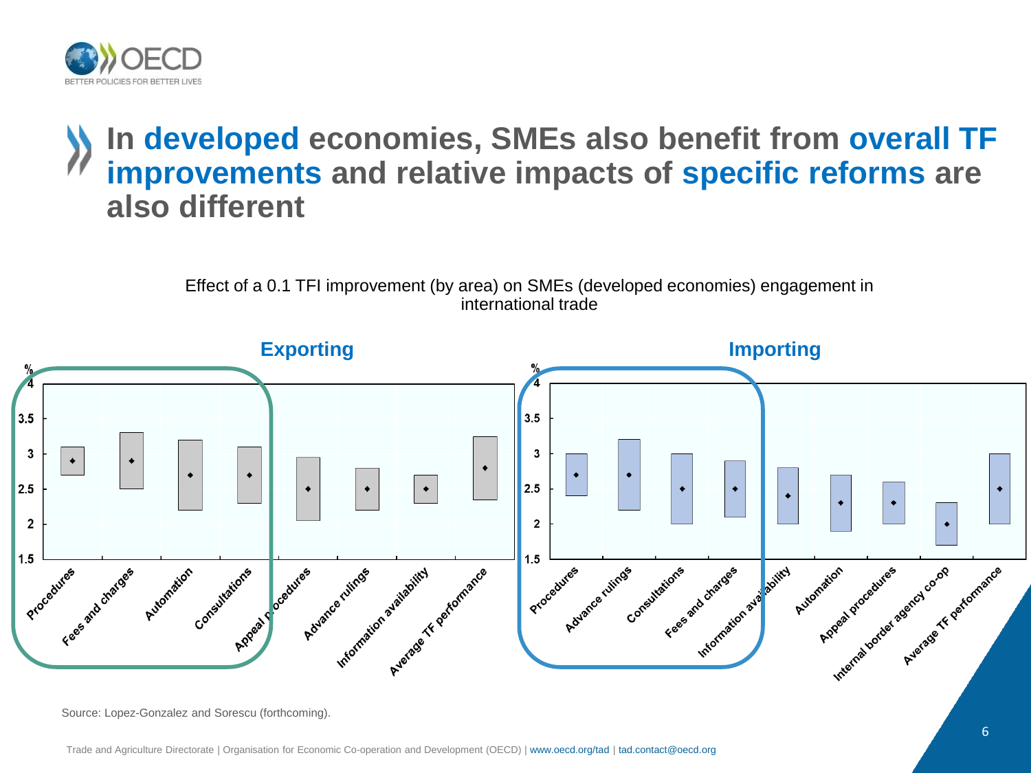# In developed economies, SMEs also benefit from overall TF improvements and relative impacts of specific reforms are also different

Effect of a 0.1 TFI improvement (by area) on SMEs (developed economies) engagement in international trade

**Exporting**

%

4, 3.5, 3, 2.5, 2, 1.5

Procedures, Fees and charges, Automation, Consultations, Appeal procedures, Advance rulings, Information availability, Average TF performance

**Importing**

%

4, 3.5, 3, 2.5, 2, 1.5

Procedures, Advance rulings, Consultations, Fees and charges, Information availability, Automation, Appeal procedures, Internal border agency co-op, Average TF performance

Source: Lopez-Gonzalez and Sorescu (forthcoming).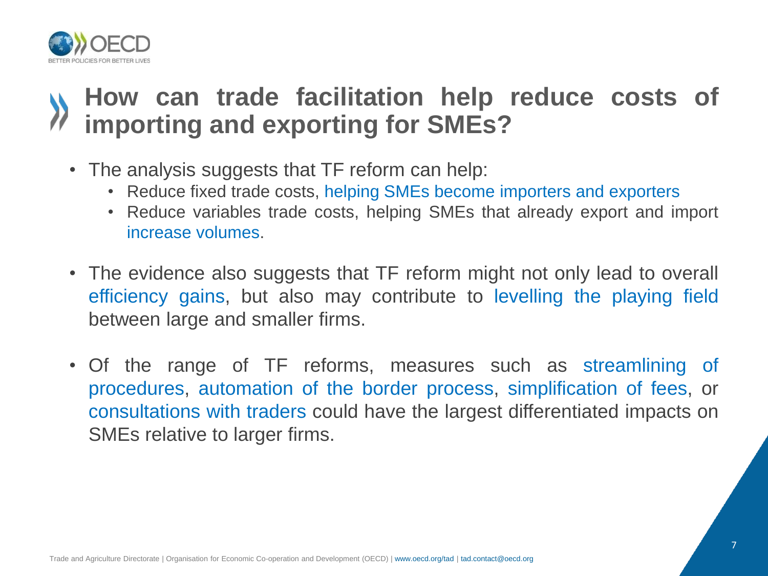# How can trade facilitation help reduce costs of importing and exporting for SMEs?

- The analysis suggests that TF reform can help:
  - Reduce fixed trade costs, helping SMEs become importers and exporters
  - Reduce variables trade costs, helping SMEs that already export and import increase volumes.
- The evidence also suggests that TF reform might not only lead to overall efficiency gains, but also may contribute to levelling the playing field between large and smaller firms.
- Of the range of TF reforms, measures such as streamlining of procedures, automation of the border process, simplification of fees, or consultations with traders could have the largest differentiated impacts on SMEs relative to larger firms.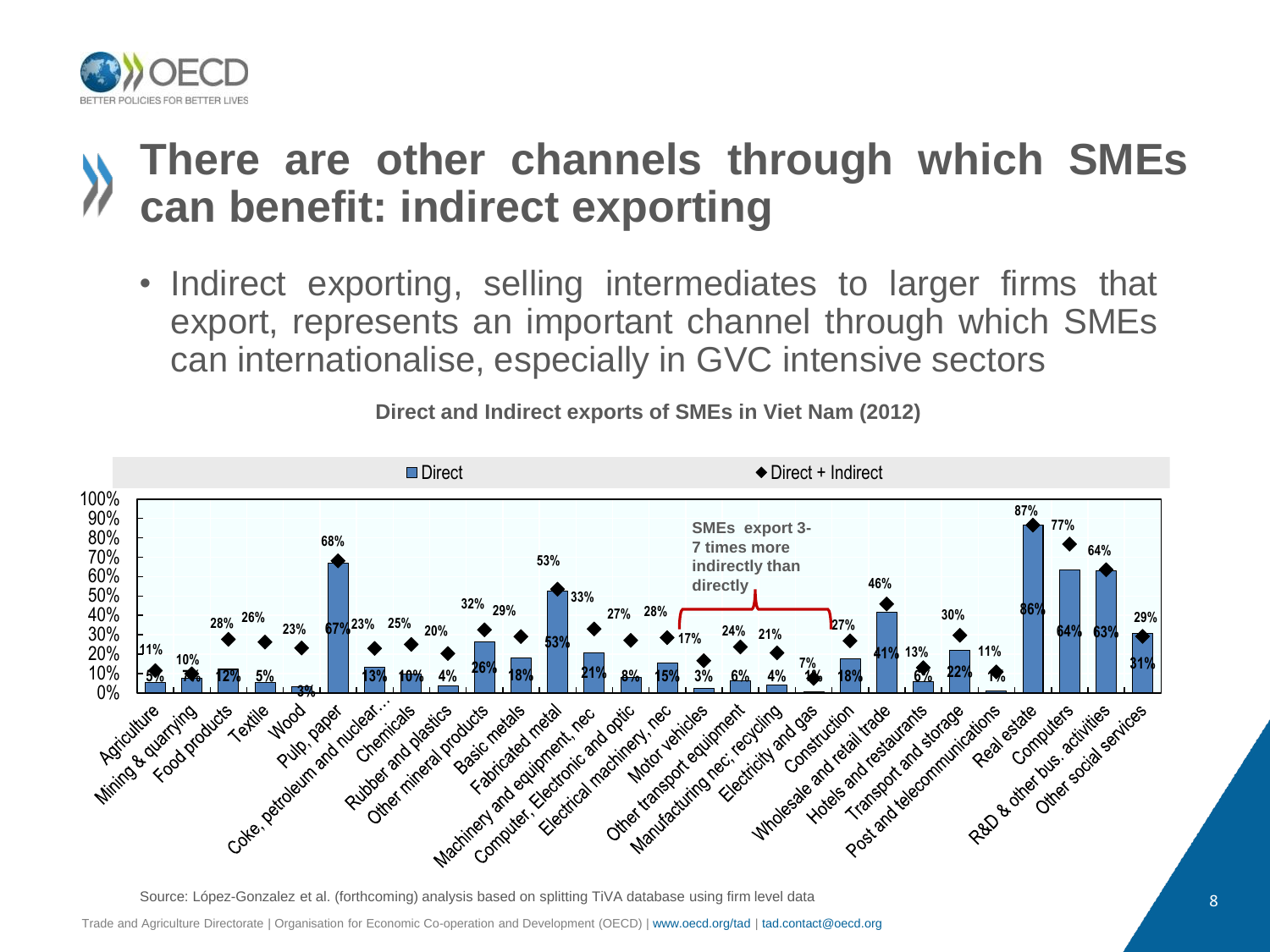# There are other channels through which SMEs can benefit: indirect exporting

- Indirect exporting, selling intermediates to larger firms that export, represents an important channel through which SMEs can internationalise, especially in GVC intensive sectors

**Direct and Indirect exports of SMEs in Viet Nam (2012)**

| Sector | Direct | Direct + Indirect |
|---|---|---|
| Agriculture | 5% | 11% |
| Mining & quarrying | 7% | 10% |
| Food products | 12% | 28% |
| Textile | 5% | 26% |
| Wood | 3% | 23% |
| Pulp, paper | 67% | 68% |
| Coke, petroleum and nuclear… | 13% | 23% |
| Chemicals | 10% | 25% |
| Rubber and plastics | 4% | 20% |
| Other mineral products | 26% | 32% |
| Basic metals | 18% | 29% |
| Fabricated metal | 53% | 53% |
| Machinery and equipment, nec | 21% | 33% |
| Computer, Electronic and optic | 8% | 27% |
| Electrical machinery, nec | 15% | 28% |
| Motor vehicles | 3% | 17% |
| Other transport equipment | 6% | 24% |
| Manufacturing nec; recycling | 4% | 21% |
| Electricity and gas | 1% | 7% |
| Construction | 18% | 27% |
| Wholesale and retail trade | 41% | 46% |
| Hotels and restaurants | 6% | 13% |
| Transport and storage | 22% | 30% |
| Post and telecommunications | 1% | 11% |
| Real estate | 86% | 87% |
| Computers | 64% | 77% |
| R&D & other bus. activities | 63% | 64% |
| Other social services | 31% | 29% |

SMEs export 3-7 times more indirectly than directly (Motor vehicles to Electricity and gas)

Source: López-Gonzalez et al. (forthcoming) analysis based on splitting TiVA database using firm level data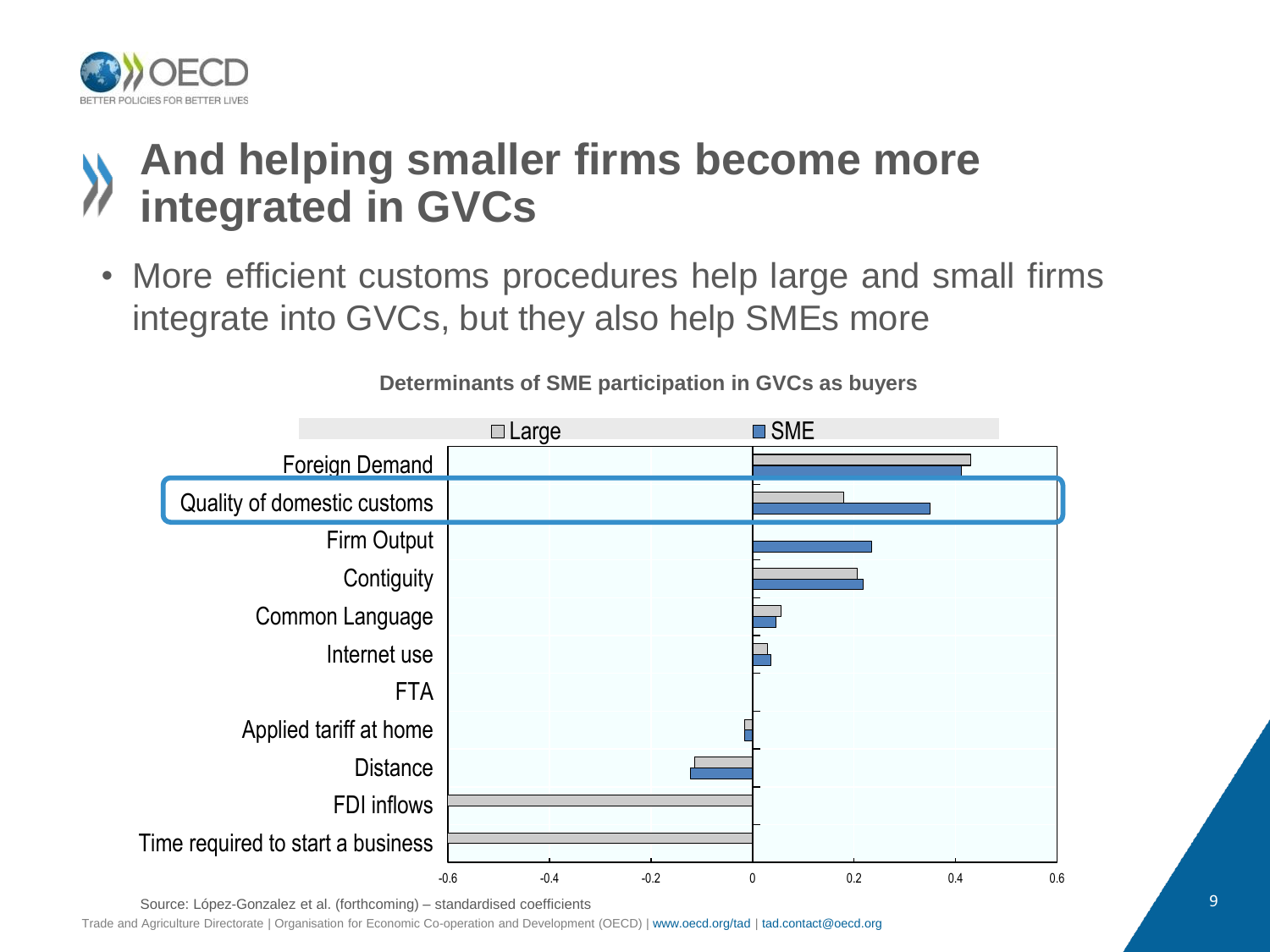# And helping smaller firms become more integrated in GVCs

- More efficient customs procedures help large and small firms integrate into GVCs, but they also help SMEs more

**Determinants of SME participation in GVCs as buyers**

Source: López-Gonzalez et al. (forthcoming) – standardised coefficients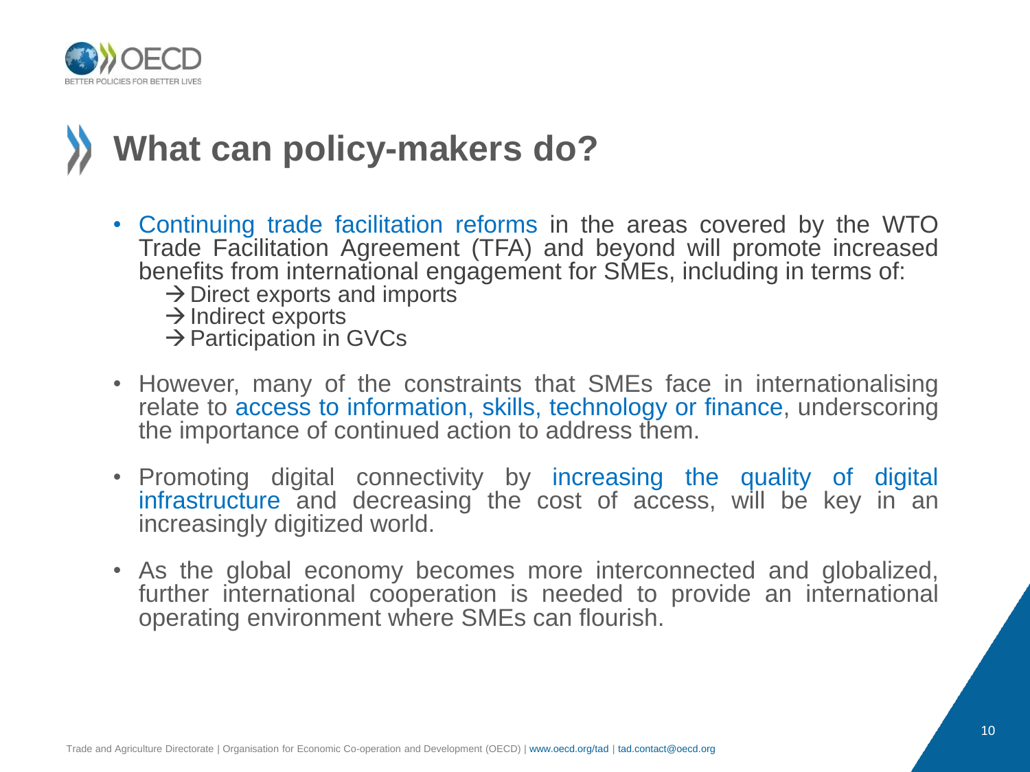# What can policy-makers do?

- Continuing trade facilitation reforms in the areas covered by the WTO Trade Facilitation Agreement (TFA) and beyond will promote increased benefits from international engagement for SMEs, including in terms of:
  - → Direct exports and imports
  - → Indirect exports
  - → Participation in GVCs
- However, many of the constraints that SMEs face in internationalising relate to access to information, skills, technology or finance, underscoring the importance of continued action to address them.
- Promoting digital connectivity by increasing the quality of digital infrastructure and decreasing the cost of access, will be key in an increasingly digitized world.
- As the global economy becomes more interconnected and globalized, further international cooperation is needed to provide an international operating environment where SMEs can flourish.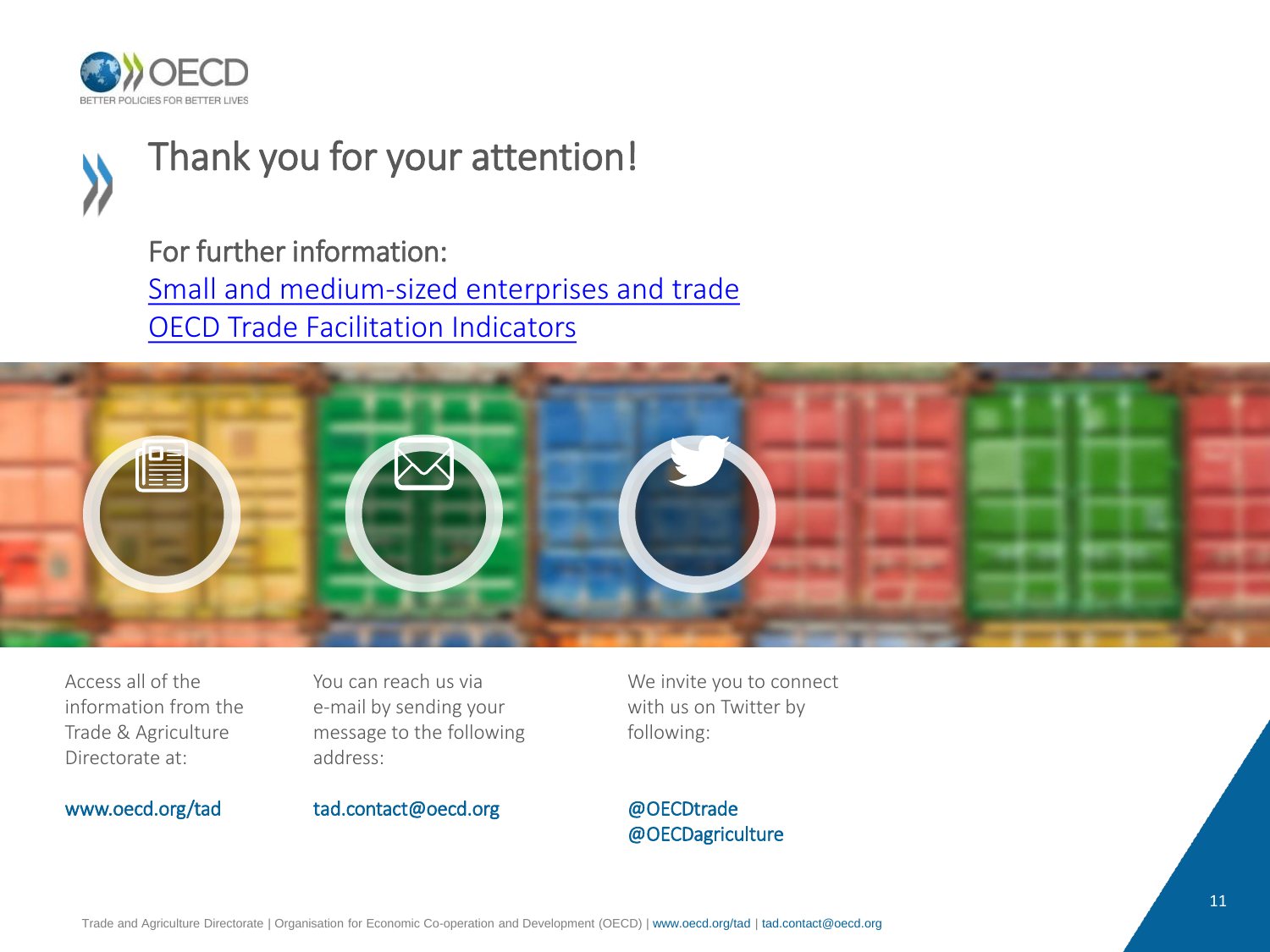# Thank you for your attention!

For further information:

Small and medium-sized enterprises and trade

OECD Trade Facilitation Indicators

Access all of the information from the Trade & Agriculture Directorate at:

www.oecd.org/tad

You can reach us via e-mail by sending your message to the following address:

tad.contact@oecd.org

We invite you to connect with us on Twitter by following:

@OECDtrade
@OECDagriculture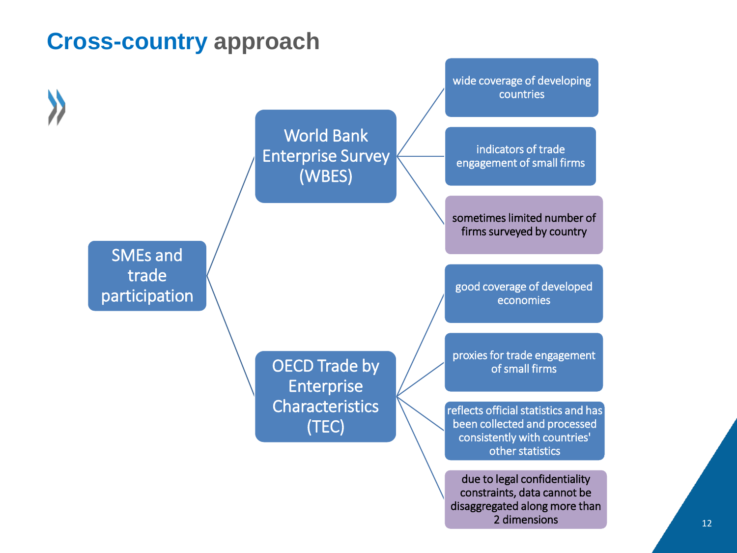# Cross-country approach

- SMEs and trade participation
  - World Bank Enterprise Survey (WBES)
    - wide coverage of developing countries
    - indicators of trade engagement of small firms
    - sometimes limited number of firms surveyed by country
  - OECD Trade by Enterprise Characteristics (TEC)
    - good coverage of developed economies
    - proxies for trade engagement of small firms
    - reflects official statistics and has been collected and processed consistently with countries' other statistics
    - due to legal confidentiality constraints, data cannot be disaggregated along more than 2 dimensions